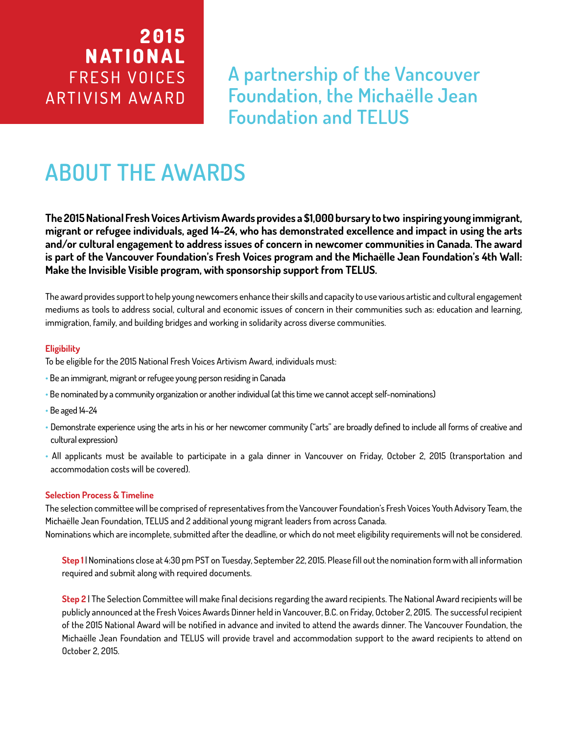# 2015 NATIONAL FRESH VOICES ARTIVISM AWARD

## A partnership of the Vancouver Foundation, the Michaëlle Jean Foundation and TELUS

# ABOUT THE AWARDS

**The 2015 National Fresh Voices Artivism Awards provides a $1,000 bursary to two inspiring young immigrant, migrant or refugee individuals, aged 14-24, who has demonstrated excellence and impact in using the arts and/or cultural engagement to address issues of concern in newcomer communities in Canada. The award is part of the Vancouver Foundation's Fresh Voices program and the Michaëlle Jean Foundation's 4th Wall: Make the Invisible Visible program, with sponsorship support from TELUS.**

The award provides support to help young newcomers enhance their skills and capacity to use various artistic and cultural engagement mediums as tools to address social, cultural and economic issues of concern in their communities such as: education and learning, immigration, family, and building bridges and working in solidarity across diverse communities.

**Eligibility**

To be eligible for the 2015 National Fresh Voices Artivism Award, individuals must:

- Be an immigrant, migrant or refugee young person residing in Canada
- Be nominated by a community organization or another individual (at this time we cannot accept self-nominations)
- Be aged 14-24
- Demonstrate experience using the arts in his or her newcomer community ("arts" are broadly defined to include all forms of creative and cultural expression)
- All applicants must be available to participate in a gala dinner in Vancouver on Friday, October 2, 2015 (transportation and accommodation costs will be covered).

**Selection Process & Timeline**

The selection committee will be comprised of representatives from the Vancouver Foundation's Fresh Voices Youth Advisory Team, the Michaëlle Jean Foundation, TELUS and 2 additional young migrant leaders from across Canada.
Nominations which are incomplete, submitted after the deadline, or which do not meet eligibility requirements will not be considered.

**Step 1** | Nominations close at 4:30 pm PST on Tuesday, September 22, 2015. Please fill out the nomination form with all information required and submit along with required documents.

**Step 2** | The Selection Committee will make final decisions regarding the award recipients. The National Award recipients will be publicly announced at the Fresh Voices Awards Dinner held in Vancouver, B.C. on Friday, October 2, 2015. The successful recipient of the 2015 National Award will be notified in advance and invited to attend the awards dinner. The Vancouver Foundation, the Michaëlle Jean Foundation and TELUS will provide travel and accommodation support to the award recipients to attend on October 2, 2015.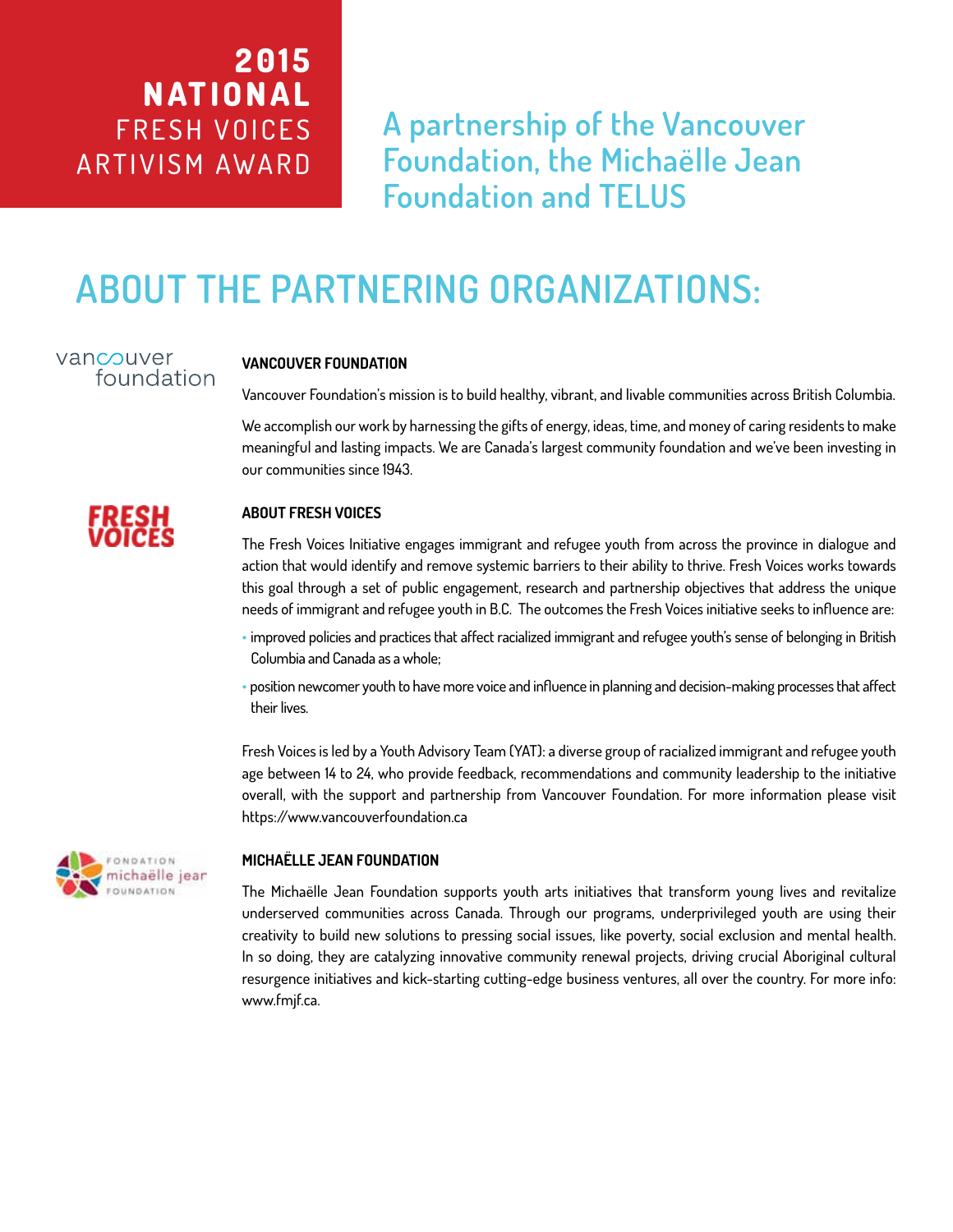# 2015 NATIONAL FRESH VOICES ARTIVISM AWARD

## A partnership of the Vancouver Foundation, the Michaëlle Jean Foundation and TELUS

# ABOUT THE PARTNERING ORGANIZATIONS:

### VANCOUVER FOUNDATION

Vancouver Foundation's mission is to build healthy, vibrant, and livable communities across British Columbia.

We accomplish our work by harnessing the gifts of energy, ideas, time, and money of caring residents to make meaningful and lasting impacts. We are Canada's largest community foundation and we've been investing in our communities since 1943.

### ABOUT FRESH VOICES

The Fresh Voices Initiative engages immigrant and refugee youth from across the province in dialogue and action that would identify and remove systemic barriers to their ability to thrive. Fresh Voices works towards this goal through a set of public engagement, research and partnership objectives that address the unique needs of immigrant and refugee youth in B.C. The outcomes the Fresh Voices initiative seeks to influence are:

- improved policies and practices that affect racialized immigrant and refugee youth's sense of belonging in British Columbia and Canada as a whole;
- position newcomer youth to have more voice and influence in planning and decision-making processes that affect their lives.

Fresh Voices is led by a Youth Advisory Team (YAT): a diverse group of racialized immigrant and refugee youth age between 14 to 24, who provide feedback, recommendations and community leadership to the initiative overall, with the support and partnership from Vancouver Foundation. For more information please visit https://www.vancouverfoundation.ca

### MICHAËLLE JEAN FOUNDATION

The Michaëlle Jean Foundation supports youth arts initiatives that transform young lives and revitalize underserved communities across Canada. Through our programs, underprivileged youth are using their creativity to build new solutions to pressing social issues, like poverty, social exclusion and mental health. In so doing, they are catalyzing innovative community renewal projects, driving crucial Aboriginal cultural resurgence initiatives and kick-starting cutting-edge business ventures, all over the country. For more info: www.fmjf.ca.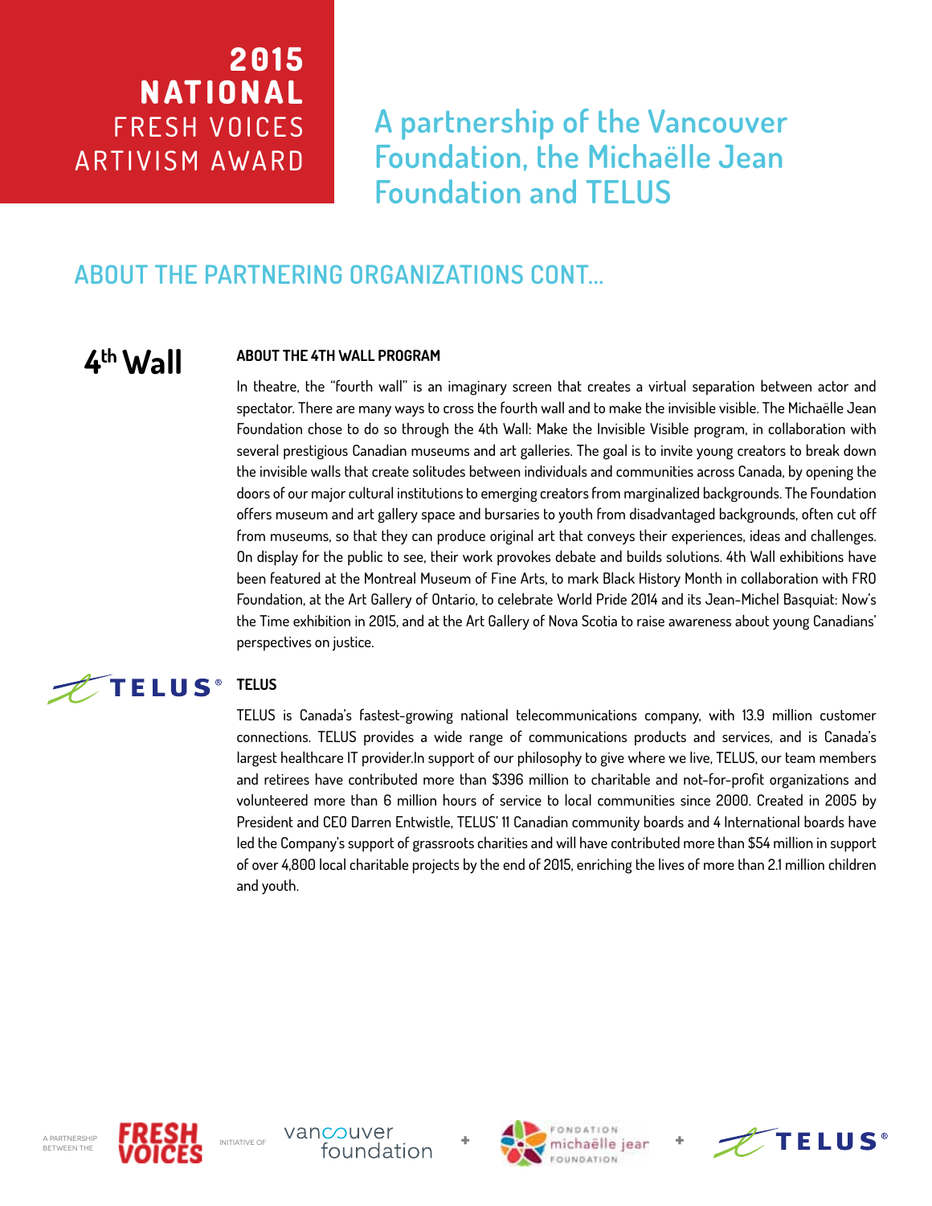# 2015 NATIONAL FRESH VOICES ARTIVISM AWARD

## A partnership of the Vancouver Foundation, the Michaëlle Jean Foundation and TELUS

## ABOUT THE PARTNERING ORGANIZATIONS CONT...

### 4th Wall

**ABOUT THE 4TH WALL PROGRAM**

In theatre, the "fourth wall" is an imaginary screen that creates a virtual separation between actor and spectator. There are many ways to cross the fourth wall and to make the invisible visible. The Michaëlle Jean Foundation chose to do so through the 4th Wall: Make the Invisible Visible program, in collaboration with several prestigious Canadian museums and art galleries. The goal is to invite young creators to break down the invisible walls that create solitudes between individuals and communities across Canada, by opening the doors of our major cultural institutions to emerging creators from marginalized backgrounds. The Foundation offers museum and art gallery space and bursaries to youth from disadvantaged backgrounds, often cut off from museums, so that they can produce original art that conveys their experiences, ideas and challenges. On display for the public to see, their work provokes debate and builds solutions. 4th Wall exhibitions have been featured at the Montreal Museum of Fine Arts, to mark Black History Month in collaboration with FRO Foundation, at the Art Gallery of Ontario, to celebrate World Pride 2014 and its Jean-Michel Basquiat: Now's the Time exhibition in 2015, and at the Art Gallery of Nova Scotia to raise awareness about young Canadians' perspectives on justice.

### TELUS

**TELUS**

TELUS is Canada's fastest-growing national telecommunications company, with 13.9 million customer connections. TELUS provides a wide range of communications products and services, and is Canada's largest healthcare IT provider.In support of our philosophy to give where we live, TELUS, our team members and retirees have contributed more than $396 million to charitable and not-for-profit organizations and volunteered more than 6 million hours of service to local communities since 2000. Created in 2005 by President and CEO Darren Entwistle, TELUS' 11 Canadian community boards and 4 International boards have led the Company's support of grassroots charities and will have contributed more than $54 million in support of over 4,800 local charitable projects by the end of 2015, enriching the lives of more than 2.1 million children and youth.

A PARTNERSHIP BETWEEN THE FRESH VOICES INITIATIVE OF vancouver foundation + FONDATION michaëlle jean FOUNDATION + TELUS